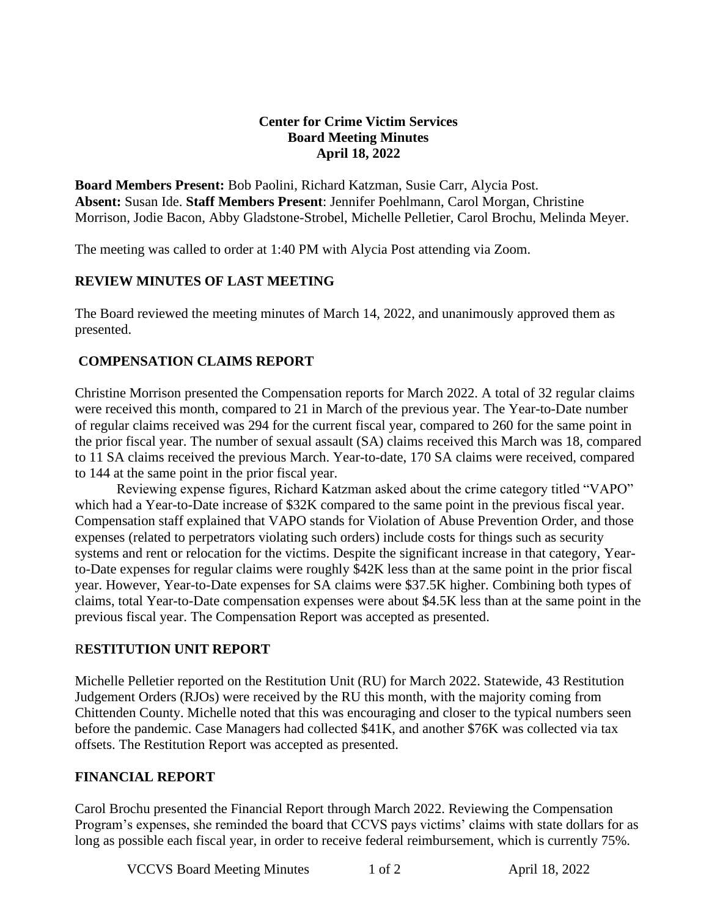**Center for Crime Victim Services**
**Board Meeting Minutes**
**April 18, 2022**

**Board Members Present:** Bob Paolini, Richard Katzman, Susie Carr, Alycia Post. **Absent:** Susan Ide. **Staff Members Present**: Jennifer Poehlmann, Carol Morgan, Christine Morrison, Jodie Bacon, Abby Gladstone-Strobel, Michelle Pelletier, Carol Brochu, Melinda Meyer.

The meeting was called to order at 1:40 PM with Alycia Post attending via Zoom.

## REVIEW MINUTES OF LAST MEETING

The Board reviewed the meeting minutes of March 14, 2022, and unanimously approved them as presented.

## COMPENSATION CLAIMS REPORT

Christine Morrison presented the Compensation reports for March 2022. A total of 32 regular claims were received this month, compared to 21 in March of the previous year. The Year-to-Date number of regular claims received was 294 for the current fiscal year, compared to 260 for the same point in the prior fiscal year. The number of sexual assault (SA) claims received this March was 18, compared to 11 SA claims received the previous March. Year-to-date, 170 SA claims were received, compared to 144 at the same point in the prior fiscal year.

Reviewing expense figures, Richard Katzman asked about the crime category titled "VAPO" which had a Year-to-Date increase of $32K compared to the same point in the previous fiscal year. Compensation staff explained that VAPO stands for Violation of Abuse Prevention Order, and those expenses (related to perpetrators violating such orders) include costs for things such as security systems and rent or relocation for the victims. Despite the significant increase in that category, Year-to-Date expenses for regular claims were roughly $42K less than at the same point in the prior fiscal year. However, Year-to-Date expenses for SA claims were $37.5K higher. Combining both types of claims, total Year-to-Date compensation expenses were about $4.5K less than at the same point in the previous fiscal year. The Compensation Report was accepted as presented.

## RESTITUTION UNIT REPORT

Michelle Pelletier reported on the Restitution Unit (RU) for March 2022. Statewide, 43 Restitution Judgement Orders (RJOs) were received by the RU this month, with the majority coming from Chittenden County. Michelle noted that this was encouraging and closer to the typical numbers seen before the pandemic. Case Managers had collected $41K, and another $76K was collected via tax offsets. The Restitution Report was accepted as presented.

## FINANCIAL REPORT

Carol Brochu presented the Financial Report through March 2022. Reviewing the Compensation Program's expenses, she reminded the board that CCVS pays victims' claims with state dollars for as long as possible each fiscal year, in order to receive federal reimbursement, which is currently 75%.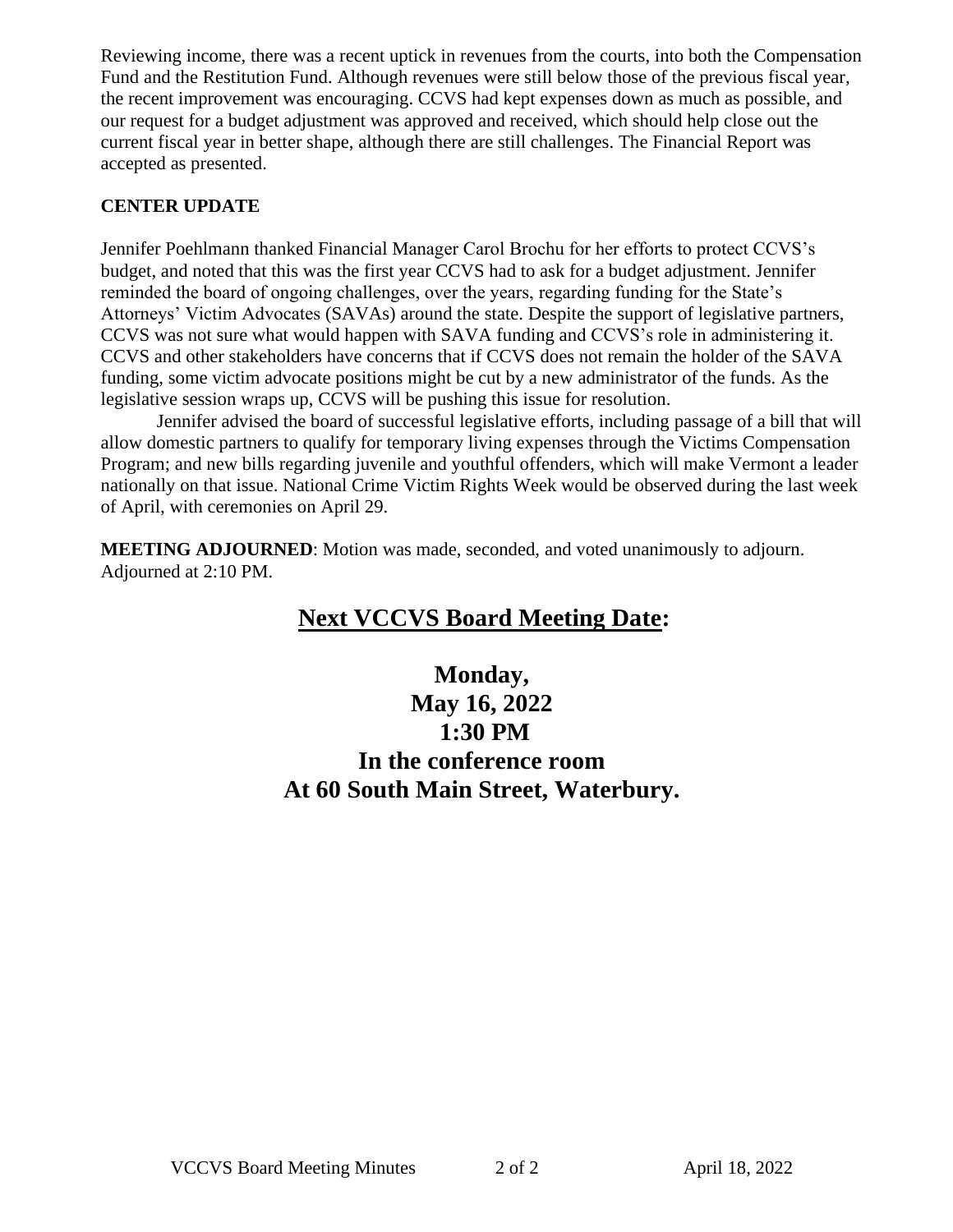Reviewing income, there was a recent uptick in revenues from the courts, into both the Compensation Fund and the Restitution Fund. Although revenues were still below those of the previous fiscal year, the recent improvement was encouraging. CCVS had kept expenses down as much as possible, and our request for a budget adjustment was approved and received, which should help close out the current fiscal year in better shape, although there are still challenges. The Financial Report was accepted as presented.

**CENTER UPDATE**

Jennifer Poehlmann thanked Financial Manager Carol Brochu for her efforts to protect CCVS's budget, and noted that this was the first year CCVS had to ask for a budget adjustment. Jennifer reminded the board of ongoing challenges, over the years, regarding funding for the State's Attorneys' Victim Advocates (SAVAs) around the state. Despite the support of legislative partners, CCVS was not sure what would happen with SAVA funding and CCVS's role in administering it. CCVS and other stakeholders have concerns that if CCVS does not remain the holder of the SAVA funding, some victim advocate positions might be cut by a new administrator of the funds. As the legislative session wraps up, CCVS will be pushing this issue for resolution.

Jennifer advised the board of successful legislative efforts, including passage of a bill that will allow domestic partners to qualify for temporary living expenses through the Victims Compensation Program; and new bills regarding juvenile and youthful offenders, which will make Vermont a leader nationally on that issue. National Crime Victim Rights Week would be observed during the last week of April, with ceremonies on April 29.

**MEETING ADJOURNED**: Motion was made, seconded, and voted unanimously to adjourn. Adjourned at 2:10 PM.

## **Next VCCVS Board Meeting Date:**

**Monday,**
**May 16, 2022**
**1:30 PM**
**In the conference room**
**At 60 South Main Street, Waterbury.**